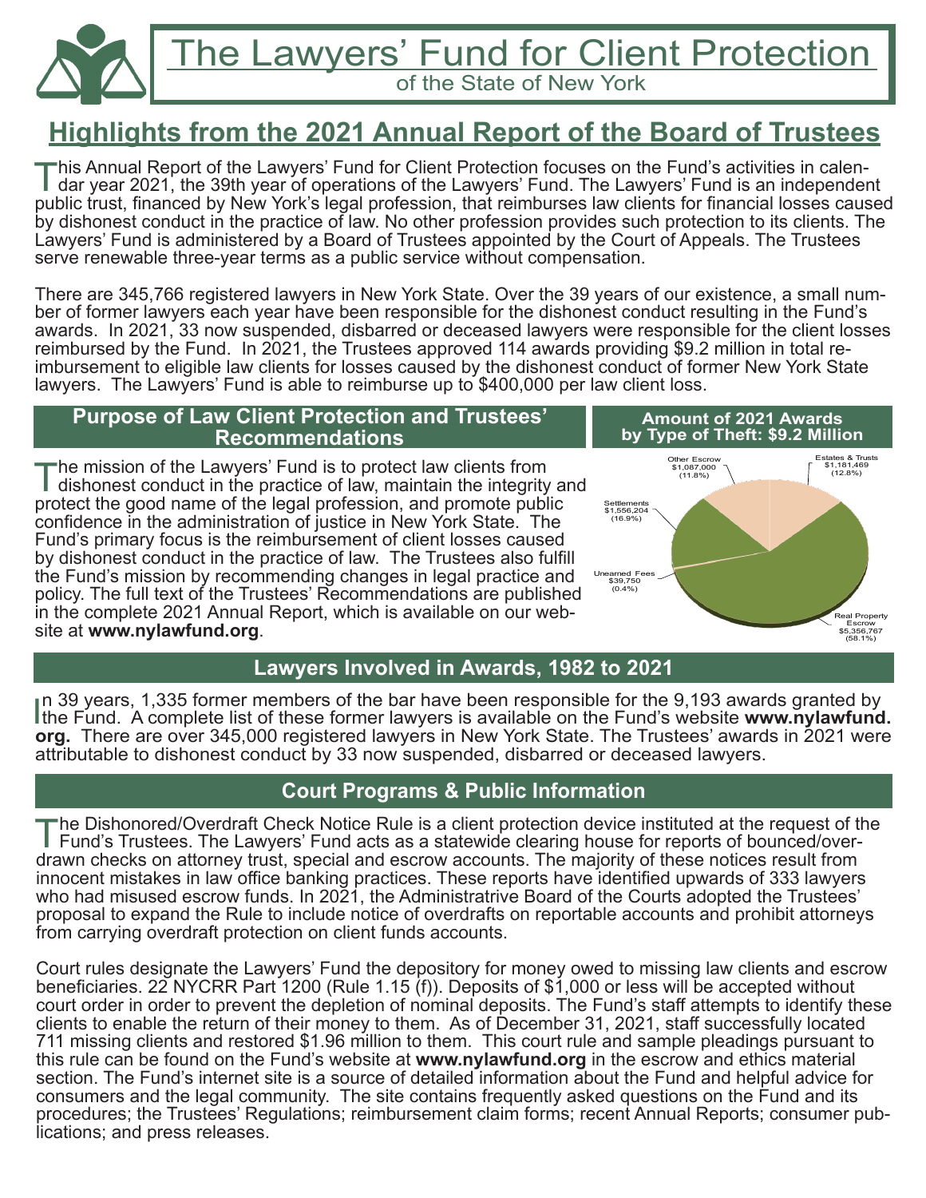# The Lawyers' Fund for Client Protection

of the State of New York

## Highlights from the 2021 Annual Report of the Board of Trustees

This Annual Report of the Lawyers' Fund for Client Protection focuses on the Fund's activities in calendar year 2021, the 39th year of operations of the Lawyers' Fund. The Lawyers' Fund is an independent public trust, financed by New York's legal profession, that reimburses law clients for financial losses caused by dishonest conduct in the practice of law. No other profession provides such protection to its clients. The Lawyers' Fund is administered by a Board of Trustees appointed by the Court of Appeals. The Trustees serve renewable three-year terms as a public service without compensation.

There are 345,766 registered lawyers in New York State. Over the 39 years of our existence, a small number of former lawyers each year have been responsible for the dishonest conduct resulting in the Fund's awards. In 2021, 33 now suspended, disbarred or deceased lawyers were responsible for the client losses reimbursed by the Fund. In 2021, the Trustees approved 114 awards providing $9.2 million in total reimbursement to eligible law clients for losses caused by the dishonest conduct of former New York State lawyers. The Lawyers' Fund is able to reimburse up to $400,000 per law client loss.

### Purpose of Law Client Protection and Trustees' Recommendations

The mission of the Lawyers' Fund is to protect law clients from dishonest conduct in the practice of law, maintain the integrity and protect the good name of the legal profession, and promote public confidence in the administration of justice in New York State. The Fund's primary focus is the reimbursement of client losses caused by dishonest conduct in the practice of law. The Trustees also fulfill the Fund's mission by recommending changes in legal practice and policy. The full text of the Trustees' Recommendations are published in the complete 2021 Annual Report, which is available on our website at **www.nylawfund.org**.

### Amount of 2021 Awards by Type of Theft: $9.2 Million

| Type of Theft | Amount | Percent |
|---|---|---|
| Real Property Escrow | $5,356,767 | 58.1% |
| Settlements | $1,556,204 | 16.9% |
| Estates & Trusts | $1,181,469 | 12.8% |
| Other Escrow | $1,087,000 | 11.8% |
| Unearned Fees | $39,750 | 0.4% |

### Lawyers Involved in Awards, 1982 to 2021

In 39 years, 1,335 former members of the bar have been responsible for the 9,193 awards granted by the Fund. A complete list of these former lawyers is available on the Fund's website **www.nylawfund.org.** There are over 345,000 registered lawyers in New York State. The Trustees' awards in 2021 were attributable to dishonest conduct by 33 now suspended, disbarred or deceased lawyers.

### Court Programs & Public Information

The Dishonored/Overdraft Check Notice Rule is a client protection device instituted at the request of the Fund's Trustees. The Lawyers' Fund acts as a statewide clearing house for reports of bounced/overdrawn checks on attorney trust, special and escrow accounts. The majority of these notices result from innocent mistakes in law office banking practices. These reports have identified upwards of 333 lawyers who had misused escrow funds. In 2021, the Administratrive Board of the Courts adopted the Trustees' proposal to expand the Rule to include notice of overdrafts on reportable accounts and prohibit attorneys from carrying overdraft protection on client funds accounts.

Court rules designate the Lawyers' Fund the depository for money owed to missing law clients and escrow beneficiaries. 22 NYCRR Part 1200 (Rule 1.15 (f)). Deposits of $1,000 or less will be accepted without court order in order to prevent the depletion of nominal deposits. The Fund's staff attempts to identify these clients to enable the return of their money to them. As of December 31, 2021, staff successfully located 711 missing clients and restored $1.96 million to them. This court rule and sample pleadings pursuant to this rule can be found on the Fund's website at **www.nylawfund.org** in the escrow and ethics material section. The Fund's internet site is a source of detailed information about the Fund and helpful advice for consumers and the legal community. The site contains frequently asked questions on the Fund and its procedures; the Trustees' Regulations; reimbursement claim forms; recent Annual Reports; consumer publications; and press releases.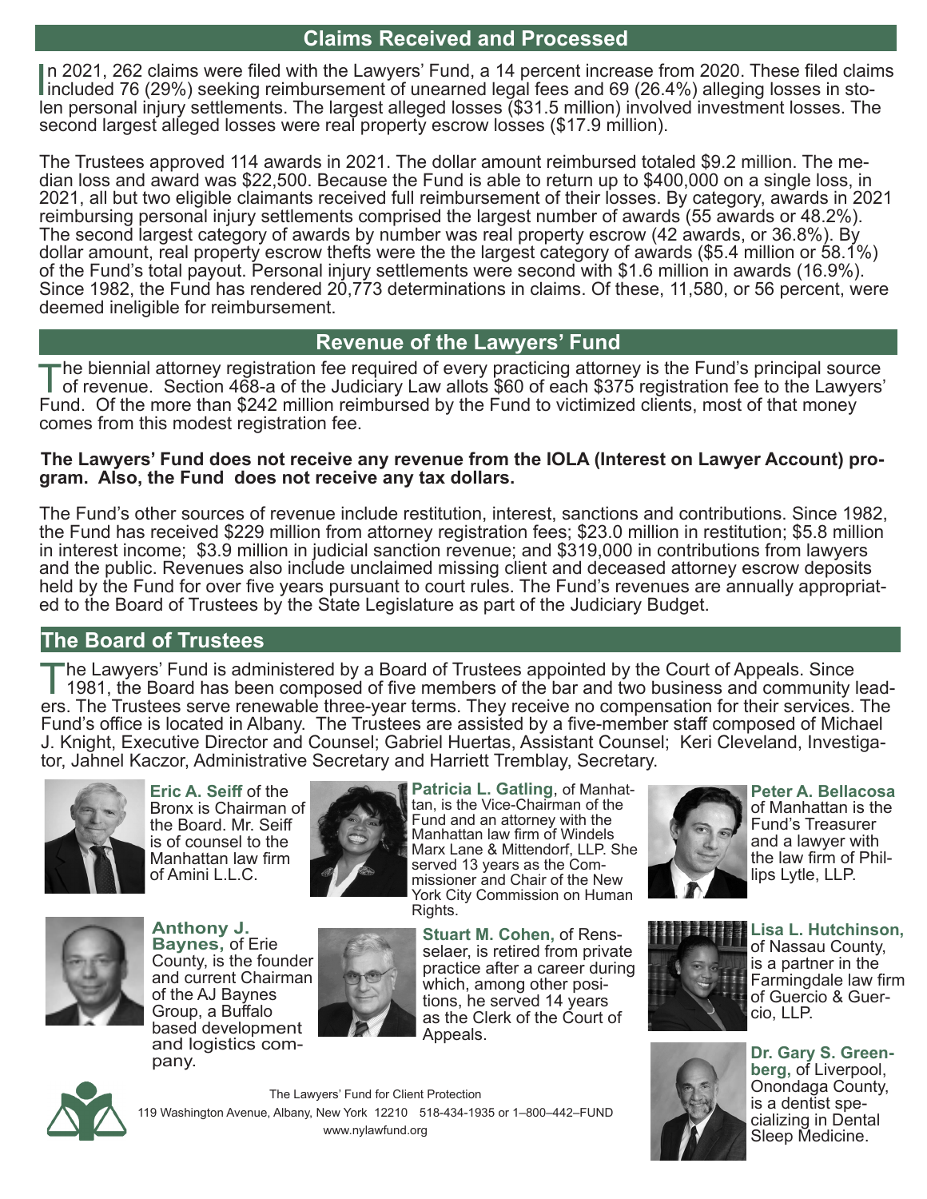## Claims Received and Processed

In 2021, 262 claims were filed with the Lawyers' Fund, a 14 percent increase from 2020. These filed claims included 76 (29%) seeking reimbursement of unearned legal fees and 69 (26.4%) alleging losses in stolen personal injury settlements. The largest alleged losses ($31.5 million) involved investment losses. The second largest alleged losses were real property escrow losses ($17.9 million).

The Trustees approved 114 awards in 2021. The dollar amount reimbursed totaled $9.2 million. The median loss and award was $22,500. Because the Fund is able to return up to $400,000 on a single loss, in 2021, all but two eligible claimants received full reimbursement of their losses. By category, awards in 2021 reimbursing personal injury settlements comprised the largest number of awards (55 awards or 48.2%). The second largest category of awards by number was real property escrow (42 awards, or 36.8%). By dollar amount, real property escrow thefts were the the largest category of awards ($5.4 million or 58.1%) of the Fund's total payout. Personal injury settlements were second with $1.6 million in awards (16.9%). Since 1982, the Fund has rendered 20,773 determinations in claims. Of these, 11,580, or 56 percent, were deemed ineligible for reimbursement.

## Revenue of the Lawyers' Fund

The biennial attorney registration fee required of every practicing attorney is the Fund's principal source of revenue. Section 468-a of the Judiciary Law allots $60 of each $375 registration fee to the Lawyers' Fund. Of the more than $242 million reimbursed by the Fund to victimized clients, most of that money comes from this modest registration fee.

**The Lawyers' Fund does not receive any revenue from the IOLA (Interest on Lawyer Account) program. Also, the Fund does not receive any tax dollars.**

The Fund's other sources of revenue include restitution, interest, sanctions and contributions. Since 1982, the Fund has received $229 million from attorney registration fees; $23.0 million in restitution; $5.8 million in interest income; $3.9 million in judicial sanction revenue; and $319,000 in contributions from lawyers and the public. Revenues also include unclaimed missing client and deceased attorney escrow deposits held by the Fund for over five years pursuant to court rules. The Fund's revenues are annually appropriated to the Board of Trustees by the State Legislature as part of the Judiciary Budget.

## The Board of Trustees

The Lawyers' Fund is administered by a Board of Trustees appointed by the Court of Appeals. Since 1981, the Board has been composed of five members of the bar and two business and community leaders. The Trustees serve renewable three-year terms. They receive no compensation for their services. The Fund's office is located in Albany. The Trustees are assisted by a five-member staff composed of Michael J. Knight, Executive Director and Counsel; Gabriel Huertas, Assistant Counsel; Keri Cleveland, Investigator, Jahnel Kaczor, Administrative Secretary and Harriett Tremblay, Secretary.

**Eric A. Seiff** of the Bronx is Chairman of the Board. Mr. Seiff is of counsel to the Manhattan law firm of Amini L.L.C.

**Patricia L. Gatling**, of Manhattan, is the Vice-Chairman of the Fund and an attorney with the Manhattan law firm of Windels Marx Lane & Mittendorf, LLP. She served 13 years as the Commissioner and Chair of the New York City Commission on Human Rights.

**Peter A. Bellacosa** of Manhattan is the Fund's Treasurer and a lawyer with the law firm of Phillips Lytle, LLP.

**Anthony J. Baynes,** of Erie County, is the founder and current Chairman of the AJ Baynes Group, a Buffalo based development and logistics company.

**Stuart M. Cohen,** of Rensselaer, is retired from private practice after a career during which, among other positions, he served 14 years as the Clerk of the Court of Appeals.

**Lisa L. Hutchinson,** of Nassau County, is a partner in the Farmingdale law firm of Guercio & Guercio, LLP.

**Dr. Gary S. Greenberg,** of Liverpool, Onondaga County, is a dentist specializing in Dental Sleep Medicine.

The Lawyers' Fund for Client Protection
119 Washington Avenue, Albany, New York 12210 518-434-1935 or 1–800–442–FUND
www.nylawfund.org